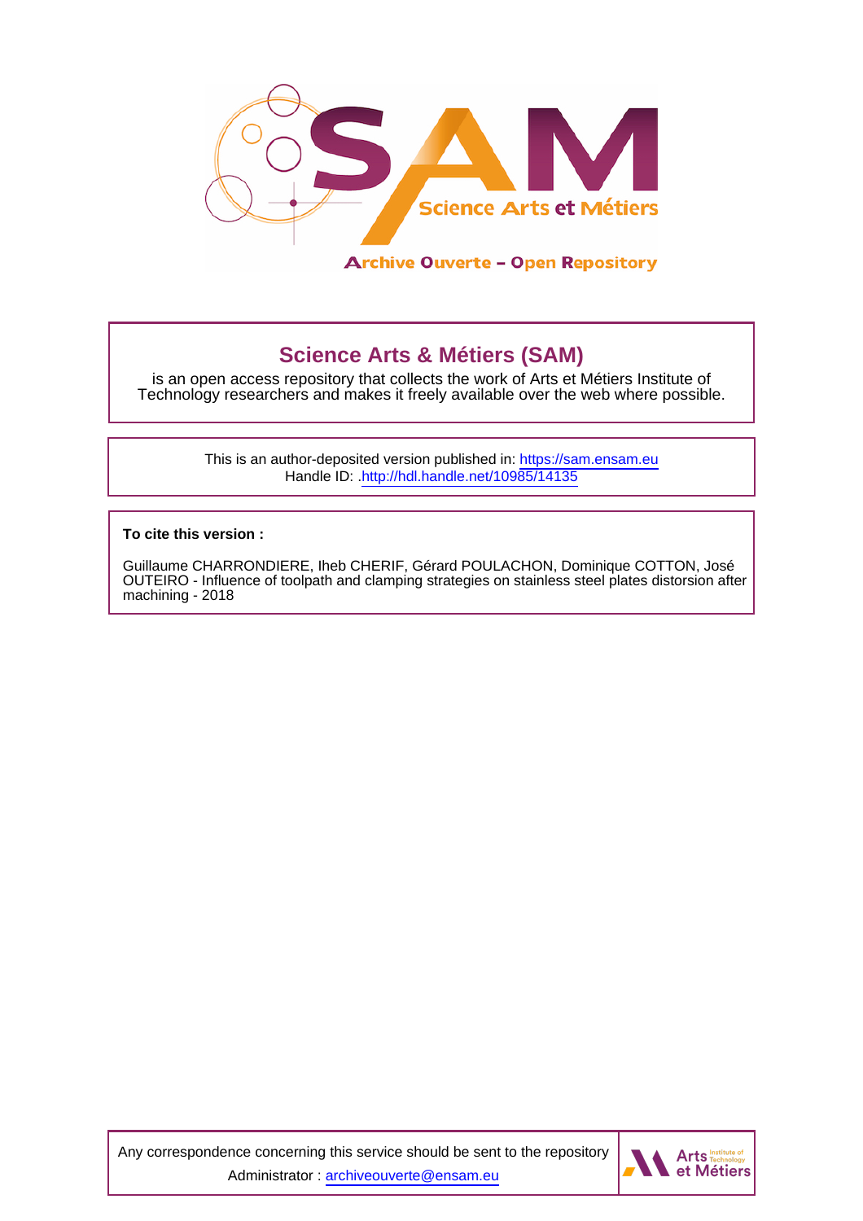Science Arts et Métiers

Archive Ouverte – Open Repository

## Science Arts & Métiers (SAM)

is an open access repository that collects the work of Arts et Métiers Institute of Technology researchers and makes it freely available over the web where possible.

This is an author-deposited version published in: https://sam.ensam.eu
Handle ID: .http://hdl.handle.net/10985/14135

**To cite this version :**

Guillaume CHARRONDIERE, Iheb CHERIF, Gérard POULACHON, Dominique COTTON, José OUTEIRO - Influence of toolpath and clamping strategies on stainless steel plates distorsion after machining - 2018

Any correspondence concerning this service should be sent to the repository Administrator : archiveouverte@ensam.eu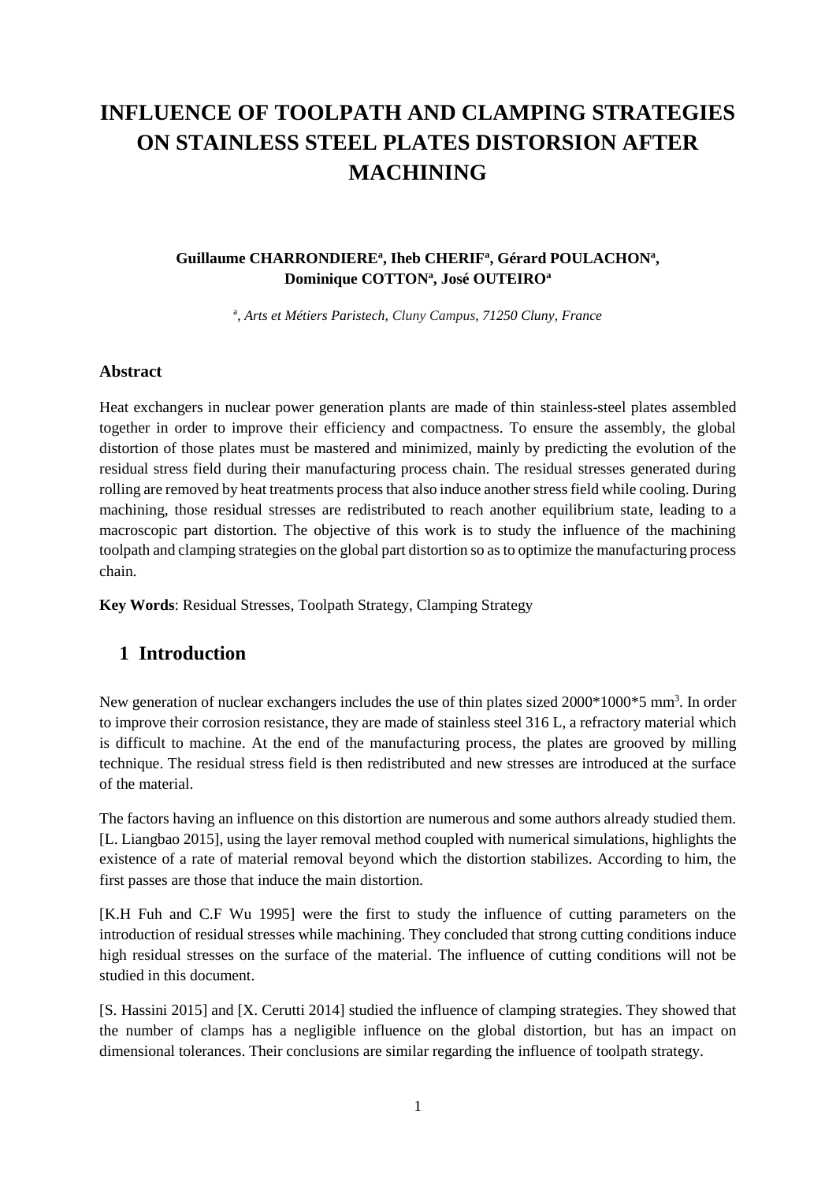# INFLUENCE OF TOOLPATH AND CLAMPING STRATEGIES ON STAINLESS STEEL PLATES DISTORSION AFTER MACHINING

**Guillaume CHARRONDIERE[a], Iheb CHERIF[a], Gérard POULACHON[a], Dominique COTTON[a], José OUTEIRO[a]**

[a], *Arts et Métiers Paristech, Cluny Campus, 71250 Cluny, France*

### Abstract

Heat exchangers in nuclear power generation plants are made of thin stainless-steel plates assembled together in order to improve their efficiency and compactness. To ensure the assembly, the global distortion of those plates must be mastered and minimized, mainly by predicting the evolution of the residual stress field during their manufacturing process chain. The residual stresses generated during rolling are removed by heat treatments process that also induce another stress field while cooling. During machining, those residual stresses are redistributed to reach another equilibrium state, leading to a macroscopic part distortion. The objective of this work is to study the influence of the machining toolpath and clamping strategies on the global part distortion so as to optimize the manufacturing process chain.

**Key Words**: Residual Stresses, Toolpath Strategy, Clamping Strategy

## 1 Introduction

New generation of nuclear exchangers includes the use of thin plates sized 2000*1000*5 $mm^3$. In order to improve their corrosion resistance, they are made of stainless steel 316 L, a refractory material which is difficult to machine. At the end of the manufacturing process, the plates are grooved by milling technique. The residual stress field is then redistributed and new stresses are introduced at the surface of the material.

The factors having an influence on this distortion are numerous and some authors already studied them. [L. Liangbao 2015], using the layer removal method coupled with numerical simulations, highlights the existence of a rate of material removal beyond which the distortion stabilizes. According to him, the first passes are those that induce the main distortion.

[K.H Fuh and C.F Wu 1995] were the first to study the influence of cutting parameters on the introduction of residual stresses while machining. They concluded that strong cutting conditions induce high residual stresses on the surface of the material. The influence of cutting conditions will not be studied in this document.

[S. Hassini 2015] and [X. Cerutti 2014] studied the influence of clamping strategies. They showed that the number of clamps has a negligible influence on the global distortion, but has an impact on dimensional tolerances. Their conclusions are similar regarding the influence of toolpath strategy.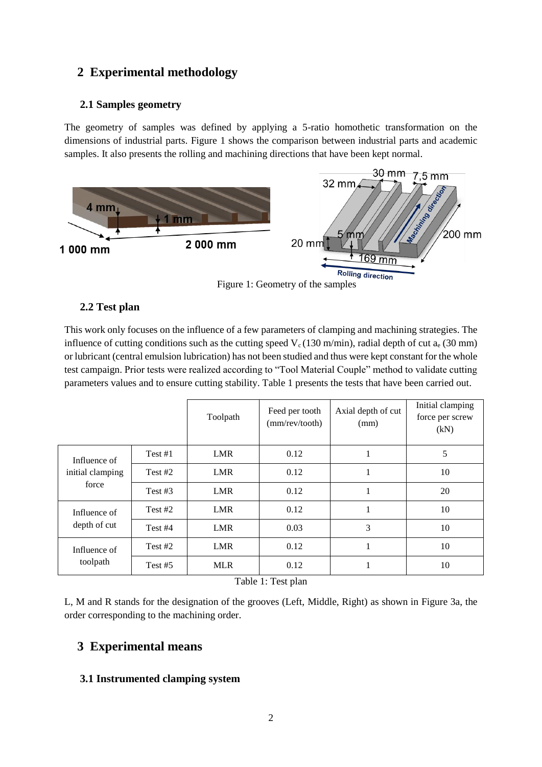## 2 Experimental methodology

### 2.1 Samples geometry

The geometry of samples was defined by applying a 5-ratio homothetic transformation on the dimensions of industrial parts. Figure 1 shows the comparison between industrial parts and academic samples. It also presents the rolling and machining directions that have been kept normal.

Figure 1: Geometry of the samples

### 2.2 Test plan

This work only focuses on the influence of a few parameters of clamping and machining strategies. The influence of cutting conditions such as the cutting speed $V_c$ (130 m/min), radial depth of cut $a_e$ (30 mm) or lubricant (central emulsion lubrication) has not been studied and thus were kept constant for the whole test campaign. Prior tests were realized according to "Tool Material Couple" method to validate cutting parameters values and to ensure cutting stability. Table 1 presents the tests that have been carried out.

| | | Toolpath | Feed per tooth (mm/rev/tooth) | Axial depth of cut (mm) | Initial clamping force per screw (kN) |
|---|---|---|---|---|---|
| Influence of initial clamping force | Test #1 | LMR | 0.12 | 1 | 5 |
| | Test #2 | LMR | 0.12 | 1 | 10 |
| | Test #3 | LMR | 0.12 | 1 | 20 |
| Influence of depth of cut | Test #2 | LMR | 0.12 | 1 | 10 |
| | Test #4 | LMR | 0.03 | 3 | 10 |
| Influence of toolpath | Test #2 | LMR | 0.12 | 1 | 10 |
| | Test #5 | MLR | 0.12 | 1 | 10 |

Table 1: Test plan

L, M and R stands for the designation of the grooves (Left, Middle, Right) as shown in Figure 3a, the order corresponding to the machining order.

## 3 Experimental means

### 3.1 Instrumented clamping system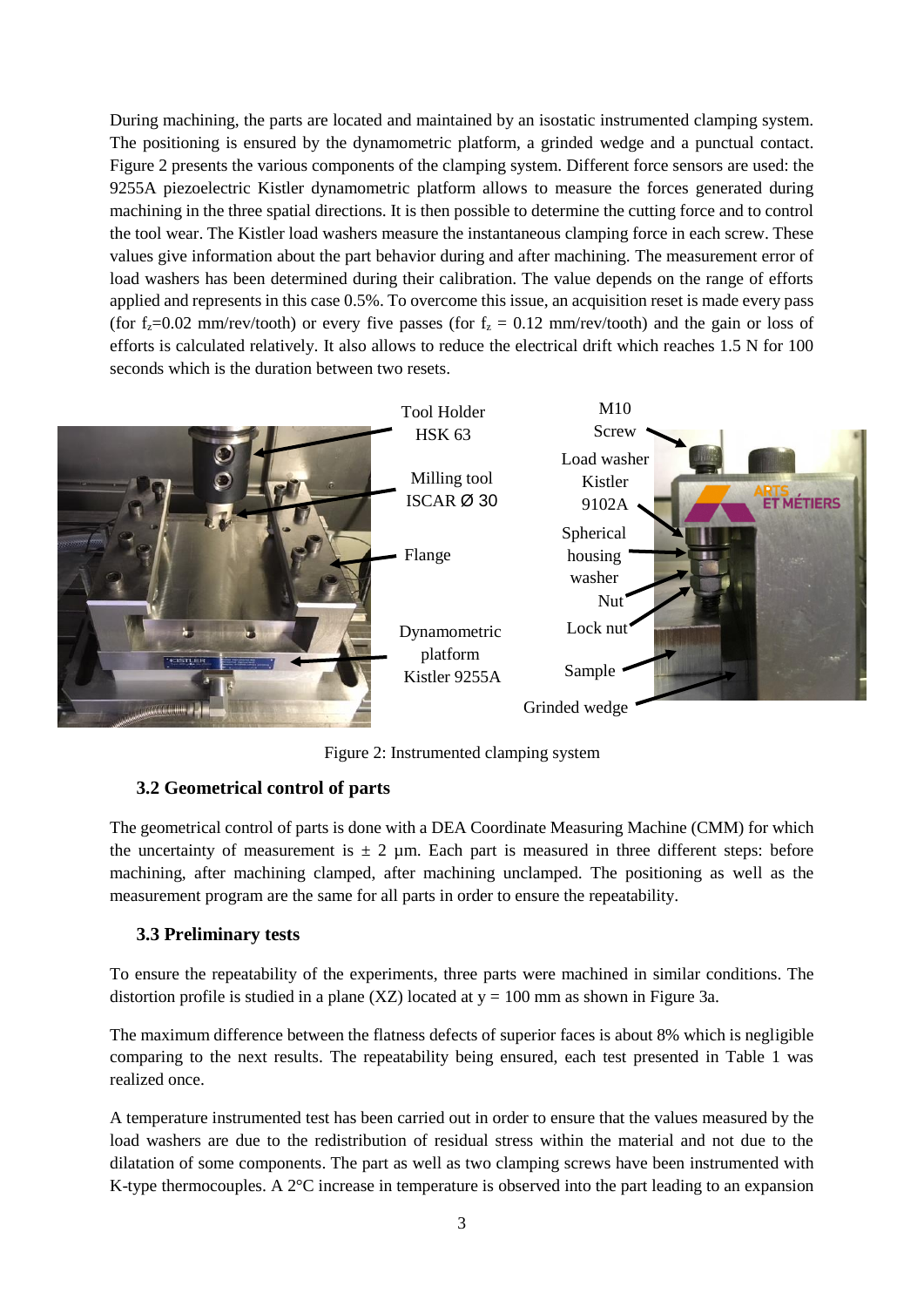During machining, the parts are located and maintained by an isostatic instrumented clamping system. The positioning is ensured by the dynamometric platform, a grinded wedge and a punctual contact. Figure 2 presents the various components of the clamping system. Different force sensors are used: the 9255A piezoelectric Kistler dynamometric platform allows to measure the forces generated during machining in the three spatial directions. It is then possible to determine the cutting force and to control the tool wear. The Kistler load washers measure the instantaneous clamping force in each screw. These values give information about the part behavior during and after machining. The measurement error of load washers has been determined during their calibration. The value depends on the range of efforts applied and represents in this case 0.5%. To overcome this issue, an acquisition reset is made every pass (for $f_z$=0.02 mm/rev/tooth) or every five passes (for $f_z$ = 0.12 mm/rev/tooth) and the gain or loss of efforts is calculated relatively. It also allows to reduce the electrical drift which reaches 1.5 N for 100 seconds which is the duration between two resets.

Figure 2: Instrumented clamping system

### 3.2 Geometrical control of parts

The geometrical control of parts is done with a DEA Coordinate Measuring Machine (CMM) for which the uncertainty of measurement is ± 2 µm. Each part is measured in three different steps: before machining, after machining clamped, after machining unclamped. The positioning as well as the measurement program are the same for all parts in order to ensure the repeatability.

### 3.3 Preliminary tests

To ensure the repeatability of the experiments, three parts were machined in similar conditions. The distortion profile is studied in a plane (XZ) located at y = 100 mm as shown in Figure 3a.

The maximum difference between the flatness defects of superior faces is about 8% which is negligible comparing to the next results. The repeatability being ensured, each test presented in Table 1 was realized once.

A temperature instrumented test has been carried out in order to ensure that the values measured by the load washers are due to the redistribution of residual stress within the material and not due to the dilatation of some components. The part as well as two clamping screws have been instrumented with K-type thermocouples. A 2°C increase in temperature is observed into the part leading to an expansion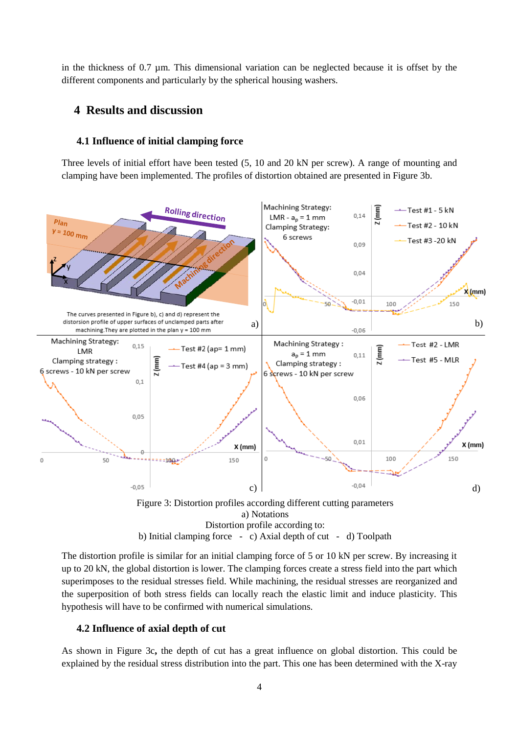in the thickness of 0.7 µm. This dimensional variation can be neglected because it is offset by the different components and particularly by the spherical housing washers.

# 4 Results and discussion

## 4.1 Influence of initial clamping force

Three levels of initial effort have been tested (5, 10 and 20 kN per screw). A range of mounting and clamping have been implemented. The profiles of distortion obtained are presented in Figure 3b.

Figure 3: Distortion profiles according different cutting parameters
a) Notations
Distortion profile according to:
b) Initial clamping force - c) Axial depth of cut - d) Toolpath

The distortion profile is similar for an initial clamping force of 5 or 10 kN per screw. By increasing it up to 20 kN, the global distortion is lower. The clamping forces create a stress field into the part which superimposes to the residual stresses field. While machining, the residual stresses are reorganized and the superposition of both stress fields can locally reach the elastic limit and induce plasticity. This hypothesis will have to be confirmed with numerical simulations.

## 4.2 Influence of axial depth of cut

As shown in Figure 3c, the depth of cut has a great influence on global distortion. This could be explained by the residual stress distribution into the part. This one has been determined with the X-ray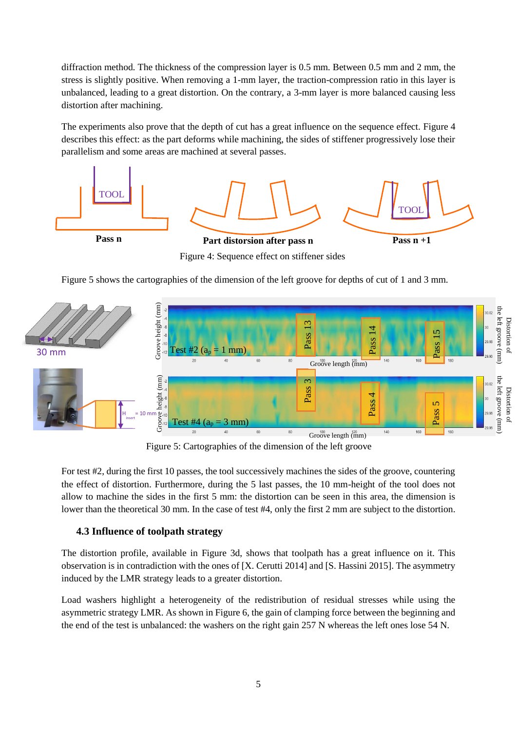diffraction method. The thickness of the compression layer is 0.5 mm. Between 0.5 mm and 2 mm, the stress is slightly positive. When removing a 1-mm layer, the traction-compression ratio in this layer is unbalanced, leading to a great distortion. On the contrary, a 3-mm layer is more balanced causing less distortion after machining.

The experiments also prove that the depth of cut has a great influence on the sequence effect. Figure 4 describes this effect: as the part deforms while machining, the sides of stiffener progressively lose their parallelism and some areas are machined at several passes.

Figure 4: Sequence effect on stiffener sides

Figure 5 shows the cartographies of the dimension of the left groove for depths of cut of 1 and 3 mm.

Figure 5: Cartographies of the dimension of the left groove

For test #2, during the first 10 passes, the tool successively machines the sides of the groove, countering the effect of distortion. Furthermore, during the 5 last passes, the 10 mm-height of the tool does not allow to machine the sides in the first 5 mm: the distortion can be seen in this area, the dimension is lower than the theoretical 30 mm. In the case of test #4, only the first 2 mm are subject to the distortion.

### 4.3 Influence of toolpath strategy

The distortion profile, available in Figure 3d, shows that toolpath has a great influence on it. This observation is in contradiction with the ones of [X. Cerutti 2014] and [S. Hassini 2015]. The asymmetry induced by the LMR strategy leads to a greater distortion.

Load washers highlight a heterogeneity of the redistribution of residual stresses while using the asymmetric strategy LMR. As shown in Figure 6, the gain of clamping force between the beginning and the end of the test is unbalanced: the washers on the right gain 257 N whereas the left ones lose 54 N.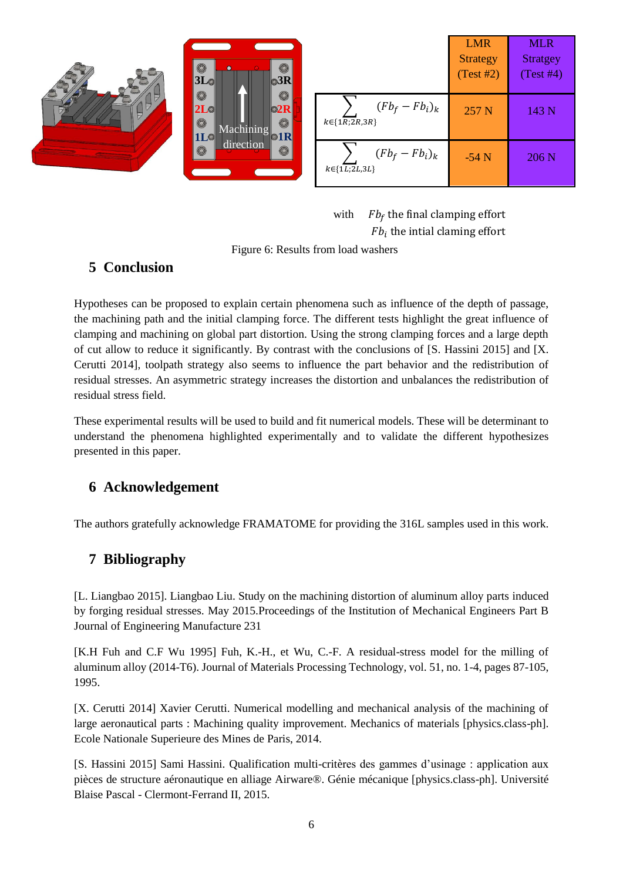3L 3R
2L 2R
1L 1R
Machining direction

| | LMR Strategy (Test #2) | MLR Stratgey (Test #4) |
|---|---|---|
| $\sum_{k \in \{1R;2R,3R\}} (Fb_f - Fb_i)_k$ | 257 N | 143 N |
| $\sum_{k \in \{1L;2L,3L\}} (Fb_f - Fb_i)_k$ | -54 N | 206 N |

with $Fb_f$ the final clamping effort
$Fb_i$ the intial claming effort

Figure 6: Results from load washers

## 5 Conclusion

Hypotheses can be proposed to explain certain phenomena such as influence of the depth of passage, the machining path and the initial clamping force. The different tests highlight the great influence of clamping and machining on global part distortion. Using the strong clamping forces and a large depth of cut allow to reduce it significantly. By contrast with the conclusions of [S. Hassini 2015] and [X. Cerutti 2014], toolpath strategy also seems to influence the part behavior and the redistribution of residual stresses. An asymmetric strategy increases the distortion and unbalances the redistribution of residual stress field.

These experimental results will be used to build and fit numerical models. These will be determinant to understand the phenomena highlighted experimentally and to validate the different hypothesizes presented in this paper.

## 6 Acknowledgement

The authors gratefully acknowledge FRAMATOME for providing the 316L samples used in this work.

## 7 Bibliography

[L. Liangbao 2015]. Liangbao Liu. Study on the machining distortion of aluminum alloy parts induced by forging residual stresses. May 2015.Proceedings of the Institution of Mechanical Engineers Part B Journal of Engineering Manufacture 231

[K.H Fuh and C.F Wu 1995] Fuh, K.-H., et Wu, C.-F. A residual-stress model for the milling of aluminum alloy (2014-T6). Journal of Materials Processing Technology, vol. 51, no. 1-4, pages 87-105, 1995.

[X. Cerutti 2014] Xavier Cerutti. Numerical modelling and mechanical analysis of the machining of large aeronautical parts : Machining quality improvement. Mechanics of materials [physics.class-ph]. Ecole Nationale Superieure des Mines de Paris, 2014.

[S. Hassini 2015] Sami Hassini. Qualification multi-critères des gammes d'usinage : application aux pièces de structure aéronautique en alliage Airware®. Génie mécanique [physics.class-ph]. Université Blaise Pascal - Clermont-Ferrand II, 2015.